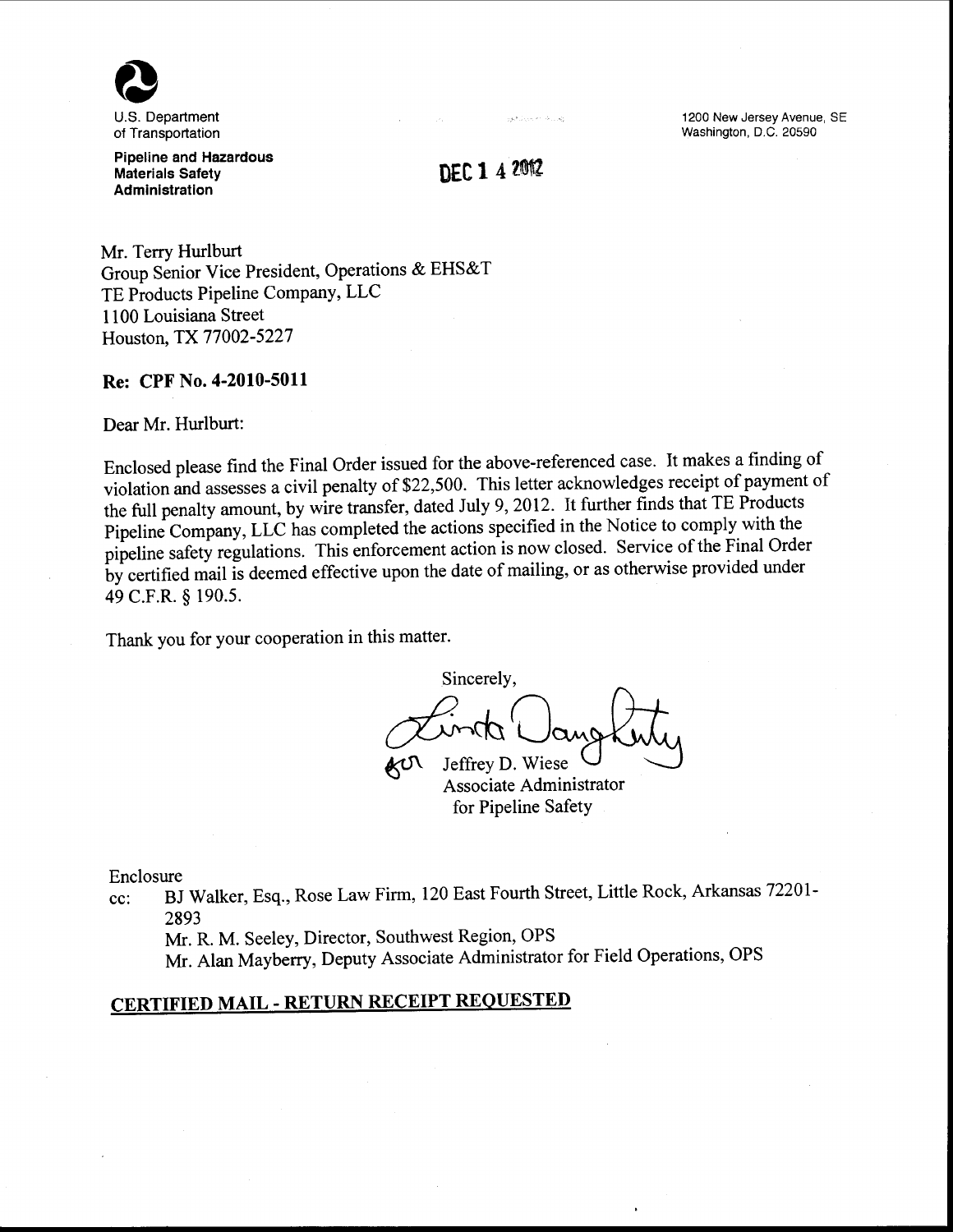U.S. Department of Transportation

**Pipeline and Hazardous Materials Safety Administration**

1200 New Jersey Avenue, SE
Washington, D.C. 20590

DEC 14 2012

Mr. Terry Hurlburt
Group Senior Vice President, Operations & EHS&T
TE Products Pipeline Company, LLC
1100 Louisiana Street
Houston, TX 77002-5227

**Re: CPF No. 4-2010-5011**

Dear Mr. Hurlburt:

Enclosed please find the Final Order issued for the above-referenced case. It makes a finding of violation and assesses a civil penalty of $22,500. This letter acknowledges receipt of payment of the full penalty amount, by wire transfer, dated July 9, 2012. It further finds that TE Products Pipeline Company, LLC has completed the actions specified in the Notice to comply with the pipeline safety regulations. This enforcement action is now closed. Service of the Final Order by certified mail is deemed effective upon the date of mailing, or as otherwise provided under 49 C.F.R. § 190.5.

Thank you for your cooperation in this matter.

Sincerely,

Linda Daugherty for
Jeffrey D. Wiese
Associate Administrator
for Pipeline Safety

Enclosure

cc: BJ Walker, Esq., Rose Law Firm, 120 East Fourth Street, Little Rock, Arkansas 72201-2893
Mr. R. M. Seeley, Director, Southwest Region, OPS
Mr. Alan Mayberry, Deputy Associate Administrator for Field Operations, OPS

**CERTIFIED MAIL - RETURN RECEIPT REQUESTED**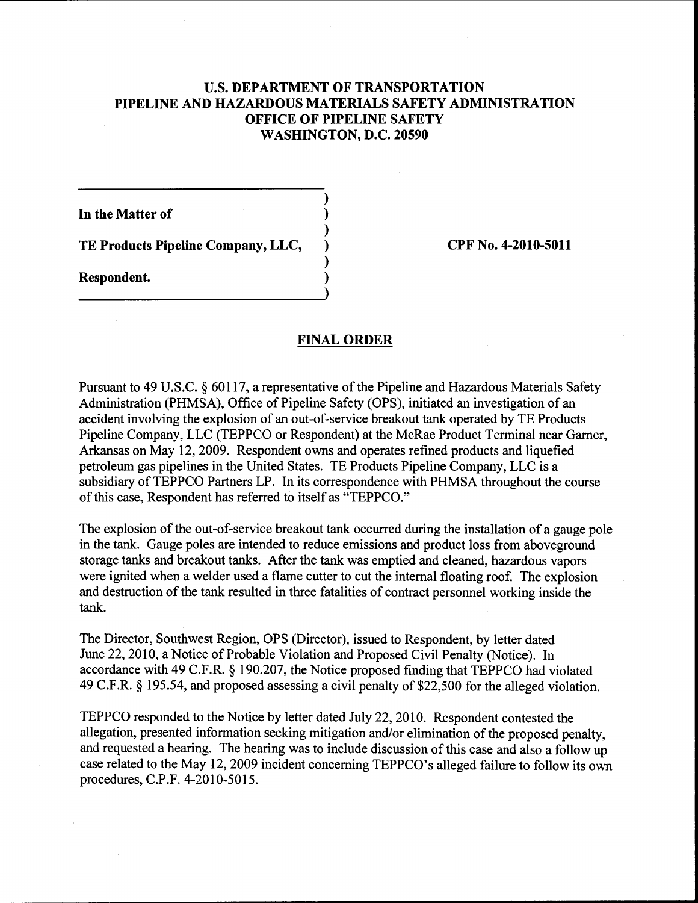**U.S. DEPARTMENT OF TRANSPORTATION**
**PIPELINE AND HAZARDOUS MATERIALS SAFETY ADMINISTRATION**
**OFFICE OF PIPELINE SAFETY**
**WASHINGTON, D.C. 20590**

| | |
|---|---|
| **In the Matter of** | |
| **TE Products Pipeline Company, LLC,** | **CPF No. 4-2010-5011** |
| **Respondent.** | |

## FINAL ORDER

Pursuant to 49 U.S.C. § 60117, a representative of the Pipeline and Hazardous Materials Safety Administration (PHMSA), Office of Pipeline Safety (OPS), initiated an investigation of an accident involving the explosion of an out-of-service breakout tank operated by TE Products Pipeline Company, LLC (TEPPCO or Respondent) at the McRae Product Terminal near Garner, Arkansas on May 12, 2009. Respondent owns and operates refined products and liquefied petroleum gas pipelines in the United States. TE Products Pipeline Company, LLC is a subsidiary of TEPPCO Partners LP. In its correspondence with PHMSA throughout the course of this case, Respondent has referred to itself as "TEPPCO."

The explosion of the out-of-service breakout tank occurred during the installation of a gauge pole in the tank. Gauge poles are intended to reduce emissions and product loss from aboveground storage tanks and breakout tanks. After the tank was emptied and cleaned, hazardous vapors were ignited when a welder used a flame cutter to cut the internal floating roof. The explosion and destruction of the tank resulted in three fatalities of contract personnel working inside the tank.

The Director, Southwest Region, OPS (Director), issued to Respondent, by letter dated June 22, 2010, a Notice of Probable Violation and Proposed Civil Penalty (Notice). In accordance with 49 C.F.R. § 190.207, the Notice proposed finding that TEPPCO had violated 49 C.F.R. § 195.54, and proposed assessing a civil penalty of $22,500 for the alleged violation.

TEPPCO responded to the Notice by letter dated July 22, 2010. Respondent contested the allegation, presented information seeking mitigation and/or elimination of the proposed penalty, and requested a hearing. The hearing was to include discussion of this case and also a follow up case related to the May 12, 2009 incident concerning TEPPCO's alleged failure to follow its own procedures, C.P.F. 4-2010-5015.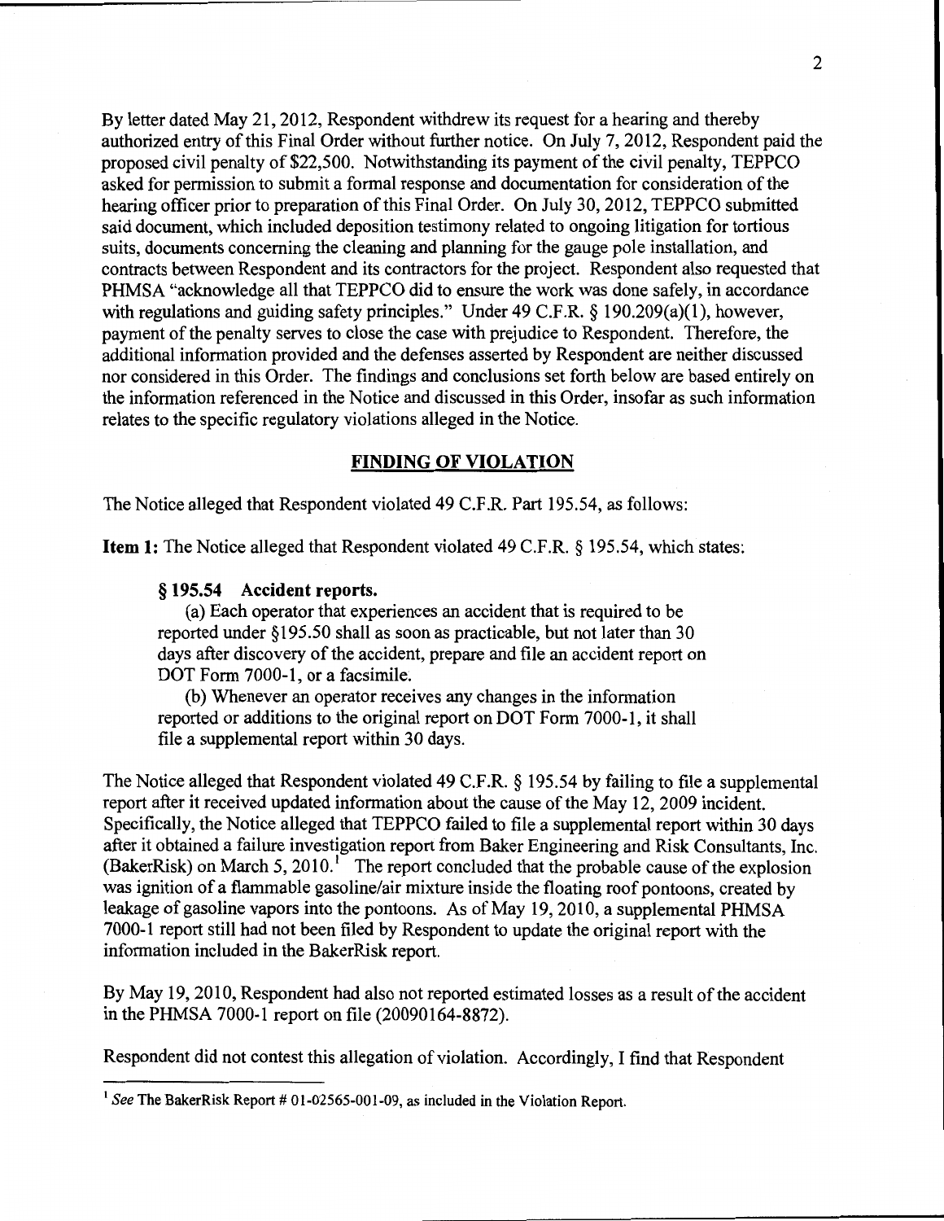By letter dated May 21, 2012, Respondent withdrew its request for a hearing and thereby authorized entry of this Final Order without further notice. On July 7, 2012, Respondent paid the proposed civil penalty of $22,500. Notwithstanding its payment of the civil penalty, TEPPCO asked for permission to submit a formal response and documentation for consideration of the hearing officer prior to preparation of this Final Order. On July 30, 2012, TEPPCO submitted said document, which included deposition testimony related to ongoing litigation for tortious suits, documents concerning the cleaning and planning for the gauge pole installation, and contracts between Respondent and its contractors for the project. Respondent also requested that PHMSA "acknowledge all that TEPPCO did to ensure the work was done safely, in accordance with regulations and guiding safety principles." Under 49 C.F.R. § 190.209(a)(1), however, payment of the penalty serves to close the case with prejudice to Respondent. Therefore, the additional information provided and the defenses asserted by Respondent are neither discussed nor considered in this Order. The findings and conclusions set forth below are based entirely on the information referenced in the Notice and discussed in this Order, insofar as such information relates to the specific regulatory violations alleged in the Notice.

## FINDING OF VIOLATION

The Notice alleged that Respondent violated 49 C.F.R. Part 195.54, as follows:

**Item 1:** The Notice alleged that Respondent violated 49 C.F.R. § 195.54, which states:

> **§ 195.54 Accident reports.**
>
> (a) Each operator that experiences an accident that is required to be reported under §195.50 shall as soon as practicable, but not later than 30 days after discovery of the accident, prepare and file an accident report on DOT Form 7000-1, or a facsimile.
>
> (b) Whenever an operator receives any changes in the information reported or additions to the original report on DOT Form 7000-1, it shall file a supplemental report within 30 days.

The Notice alleged that Respondent violated 49 C.F.R. § 195.54 by failing to file a supplemental report after it received updated information about the cause of the May 12, 2009 incident. Specifically, the Notice alleged that TEPPCO failed to file a supplemental report within 30 days after it obtained a failure investigation report from Baker Engineering and Risk Consultants, Inc. (BakerRisk) on March 5, 2010.[1] The report concluded that the probable cause of the explosion was ignition of a flammable gasoline/air mixture inside the floating roof pontoons, created by leakage of gasoline vapors into the pontoons. As of May 19, 2010, a supplemental PHMSA 7000-1 report still had not been filed by Respondent to update the original report with the information included in the BakerRisk report.

By May 19, 2010, Respondent had also not reported estimated losses as a result of the accident in the PHMSA 7000-1 report on file (20090164-8872).

Respondent did not contest this allegation of violation. Accordingly, I find that Respondent

[1] *See* The BakerRisk Report # 01-02565-001-09, as included in the Violation Report.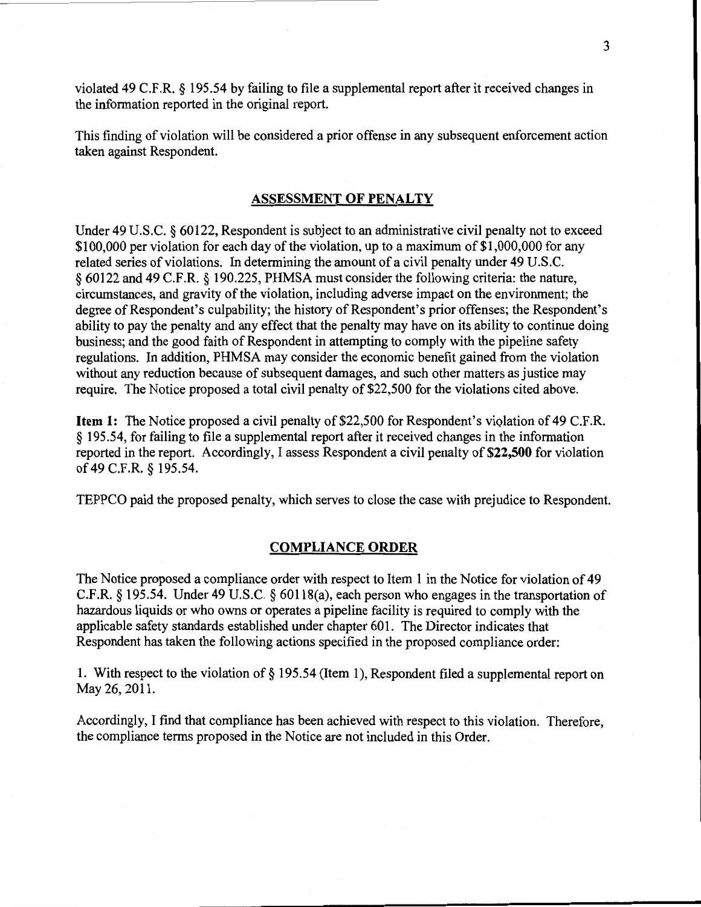violated 49 C.F.R. § 195.54 by failing to file a supplemental report after it received changes in the information reported in the original report.

This finding of violation will be considered a prior offense in any subsequent enforcement action taken against Respondent.

## ASSESSMENT OF PENALTY

Under 49 U.S.C. § 60122, Respondent is subject to an administrative civil penalty not to exceed $100,000 per violation for each day of the violation, up to a maximum of $1,000,000 for any related series of violations. In determining the amount of a civil penalty under 49 U.S.C. § 60122 and 49 C.F.R. § 190.225, PHMSA must consider the following criteria: the nature, circumstances, and gravity of the violation, including adverse impact on the environment; the degree of Respondent's culpability; the history of Respondent's prior offenses; the Respondent's ability to pay the penalty and any effect that the penalty may have on its ability to continue doing business; and the good faith of Respondent in attempting to comply with the pipeline safety regulations. In addition, PHMSA may consider the economic benefit gained from the violation without any reduction because of subsequent damages, and such other matters as justice may require. The Notice proposed a total civil penalty of $22,500 for the violations cited above.

**Item 1:** The Notice proposed a civil penalty of $22,500 for Respondent's violation of 49 C.F.R. § 195.54, for failing to file a supplemental report after it received changes in the information reported in the report. Accordingly, I assess Respondent a civil penalty of **$22,500** for violation of 49 C.F.R. § 195.54.

TEPPCO paid the proposed penalty, which serves to close the case with prejudice to Respondent.

## COMPLIANCE ORDER

The Notice proposed a compliance order with respect to Item 1 in the Notice for violation of 49 C.F.R. § 195.54. Under 49 U.S.C. § 60118(a), each person who engages in the transportation of hazardous liquids or who owns or operates a pipeline facility is required to comply with the applicable safety standards established under chapter 601. The Director indicates that Respondent has taken the following actions specified in the proposed compliance order:

1. With respect to the violation of § 195.54 (Item 1), Respondent filed a supplemental report on May 26, 2011.

Accordingly, I find that compliance has been achieved with respect to this violation. Therefore, the compliance terms proposed in the Notice are not included in this Order.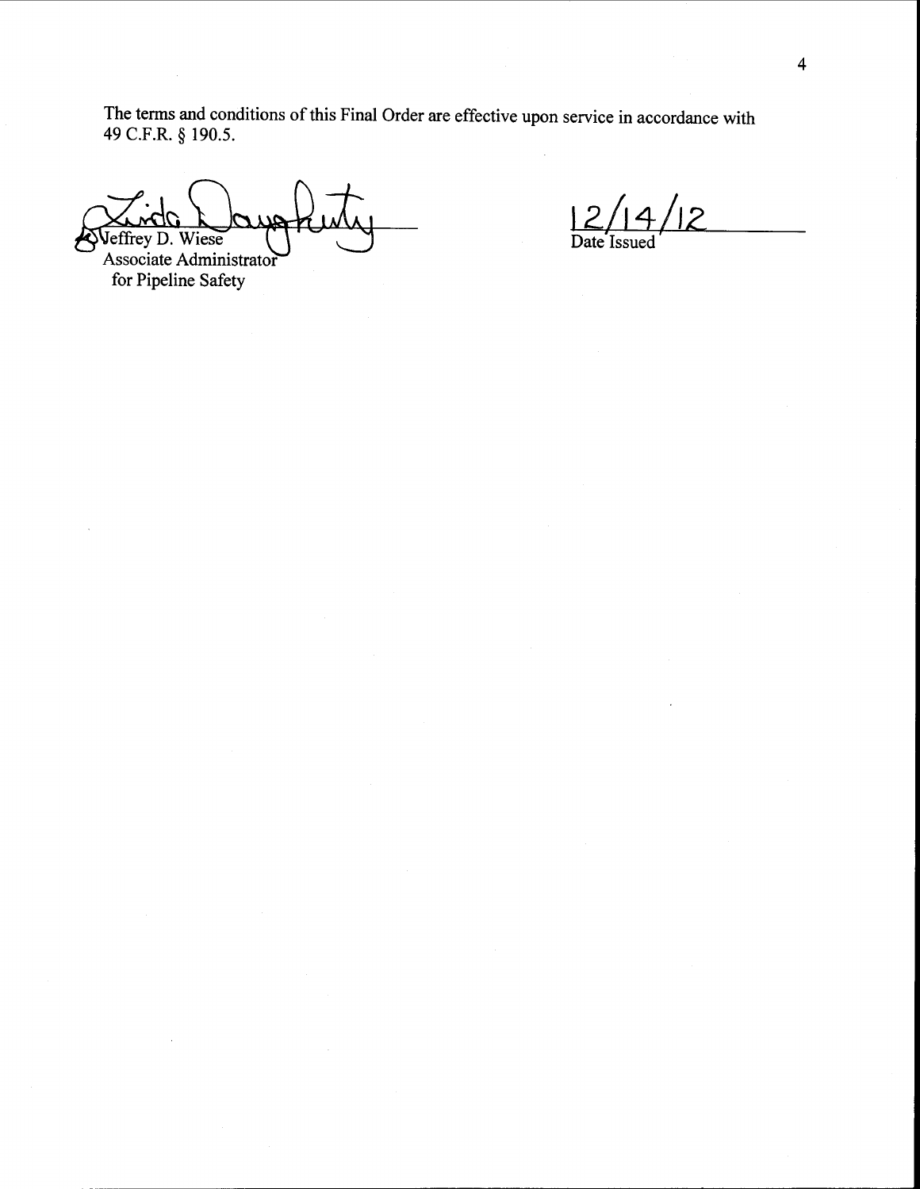The terms and conditions of this Final Order are effective upon service in accordance with 49 C.F.R. § 190.5.

Jeffrey D. Wiese
Associate Administrator
for Pipeline Safety

12/14/12
Date Issued